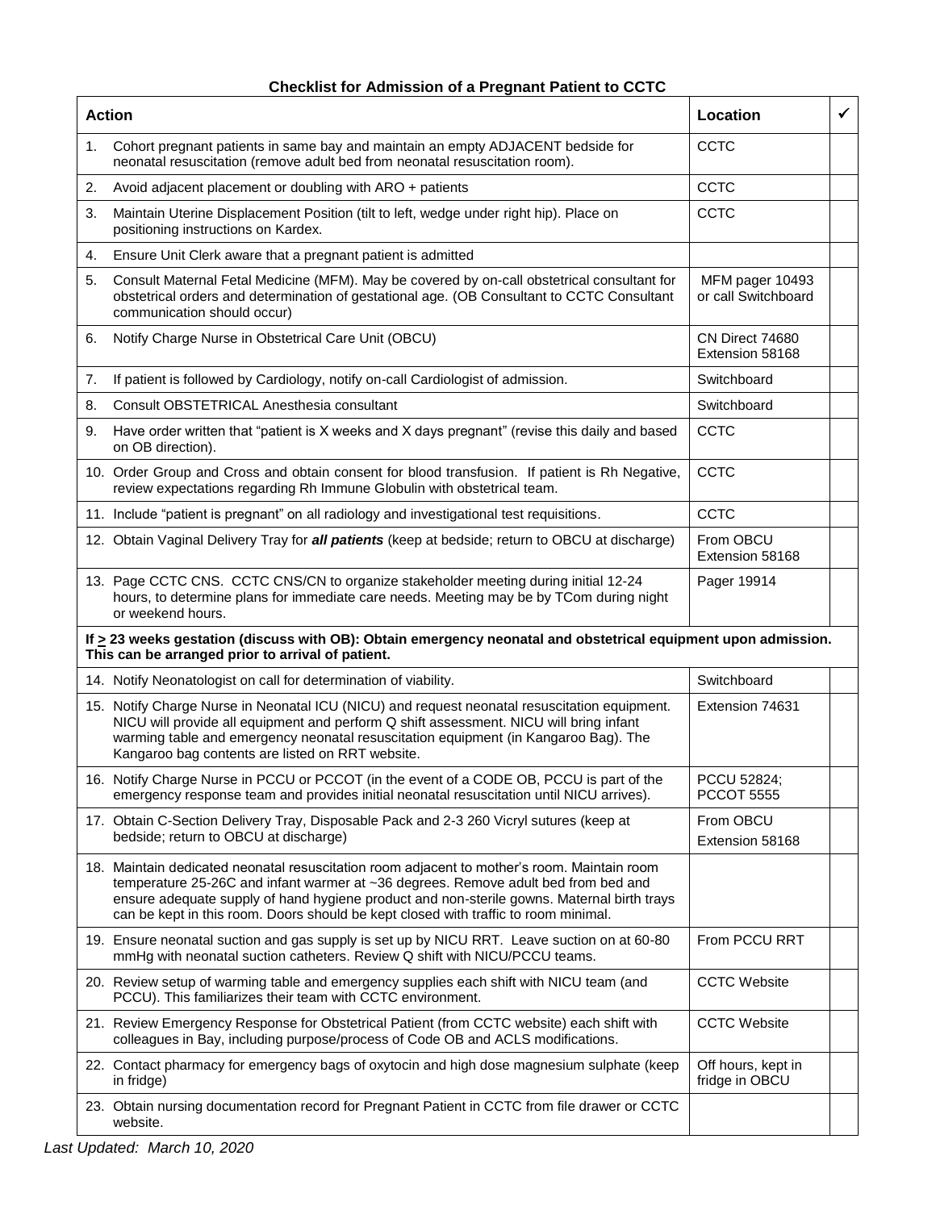**Checklist for Admission of a Pregnant Patient to CCTC**

| Action | Location | ✓ |
|---|---|---|
| 1. Cohort pregnant patients in same bay and maintain an empty ADJACENT bedside for neonatal resuscitation (remove adult bed from neonatal resuscitation room). | CCTC | |
| 2. Avoid adjacent placement or doubling with ARO + patients | CCTC | |
| 3. Maintain Uterine Displacement Position (tilt to left, wedge under right hip). Place on positioning instructions on Kardex. | CCTC | |
| 4. Ensure Unit Clerk aware that a pregnant patient is admitted | | |
| 5. Consult Maternal Fetal Medicine (MFM). May be covered by on-call obstetrical consultant for obstetrical orders and determination of gestational age. (OB Consultant to CCTC Consultant communication should occur) | MFM pager 10493 or call Switchboard | |
| 6. Notify Charge Nurse in Obstetrical Care Unit (OBCU) | CN Direct 74680 Extension 58168 | |
| 7. If patient is followed by Cardiology, notify on-call Cardiologist of admission. | Switchboard | |
| 8. Consult OBSTETRICAL Anesthesia consultant | Switchboard | |
| 9. Have order written that "patient is X weeks and X days pregnant" (revise this daily and based on OB direction). | CCTC | |
| 10. Order Group and Cross and obtain consent for blood transfusion. If patient is Rh Negative, review expectations regarding Rh Immune Globulin with obstetrical team. | CCTC | |
| 11. Include "patient is pregnant" on all radiology and investigational test requisitions. | CCTC | |
| 12. Obtain Vaginal Delivery Tray for ***all patients*** (keep at bedside; return to OBCU at discharge) | From OBCU Extension 58168 | |
| 13. Page CCTC CNS. CCTC CNS/CN to organize stakeholder meeting during initial 12-24 hours, to determine plans for immediate care needs. Meeting may be by TCom during night or weekend hours. | Pager 19914 | |
| **If ≥ 23 weeks gestation (discuss with OB): Obtain emergency neonatal and obstetrical equipment upon admission. This can be arranged prior to arrival of patient.** | | |
| 14. Notify Neonatologist on call for determination of viability. | Switchboard | |
| 15. Notify Charge Nurse in Neonatal ICU (NICU) and request neonatal resuscitation equipment. NICU will provide all equipment and perform Q shift assessment. NICU will bring infant warming table and emergency neonatal resuscitation equipment (in Kangaroo Bag). The Kangaroo bag contents are listed on RRT website. | Extension 74631 | |
| 16. Notify Charge Nurse in PCCU or PCCOT (in the event of a CODE OB, PCCU is part of the emergency response team and provides initial neonatal resuscitation until NICU arrives). | PCCU 52824; PCCOT 5555 | |
| 17. Obtain C-Section Delivery Tray, Disposable Pack and 2-3 260 Vicryl sutures (keep at bedside; return to OBCU at discharge) | From OBCU Extension 58168 | |
| 18. Maintain dedicated neonatal resuscitation room adjacent to mother's room. Maintain room temperature 25-26C and infant warmer at ~36 degrees. Remove adult bed from bed and ensure adequate supply of hand hygiene product and non-sterile gowns. Maternal birth trays can be kept in this room. Doors should be kept closed with traffic to room minimal. | | |
| 19. Ensure neonatal suction and gas supply is set up by NICU RRT. Leave suction on at 60-80 mmHg with neonatal suction catheters. Review Q shift with NICU/PCCU teams. | From PCCU RRT | |
| 20. Review setup of warming table and emergency supplies each shift with NICU team (and PCCU). This familiarizes their team with CCTC environment. | CCTC Website | |
| 21. Review Emergency Response for Obstetrical Patient (from CCTC website) each shift with colleagues in Bay, including purpose/process of Code OB and ACLS modifications. | CCTC Website | |
| 22. Contact pharmacy for emergency bags of oxytocin and high dose magnesium sulphate (keep in fridge) | Off hours, kept in fridge in OBCU | |
| 23. Obtain nursing documentation record for Pregnant Patient in CCTC from file drawer or CCTC website. | | |

*Last Updated: March 10, 2020*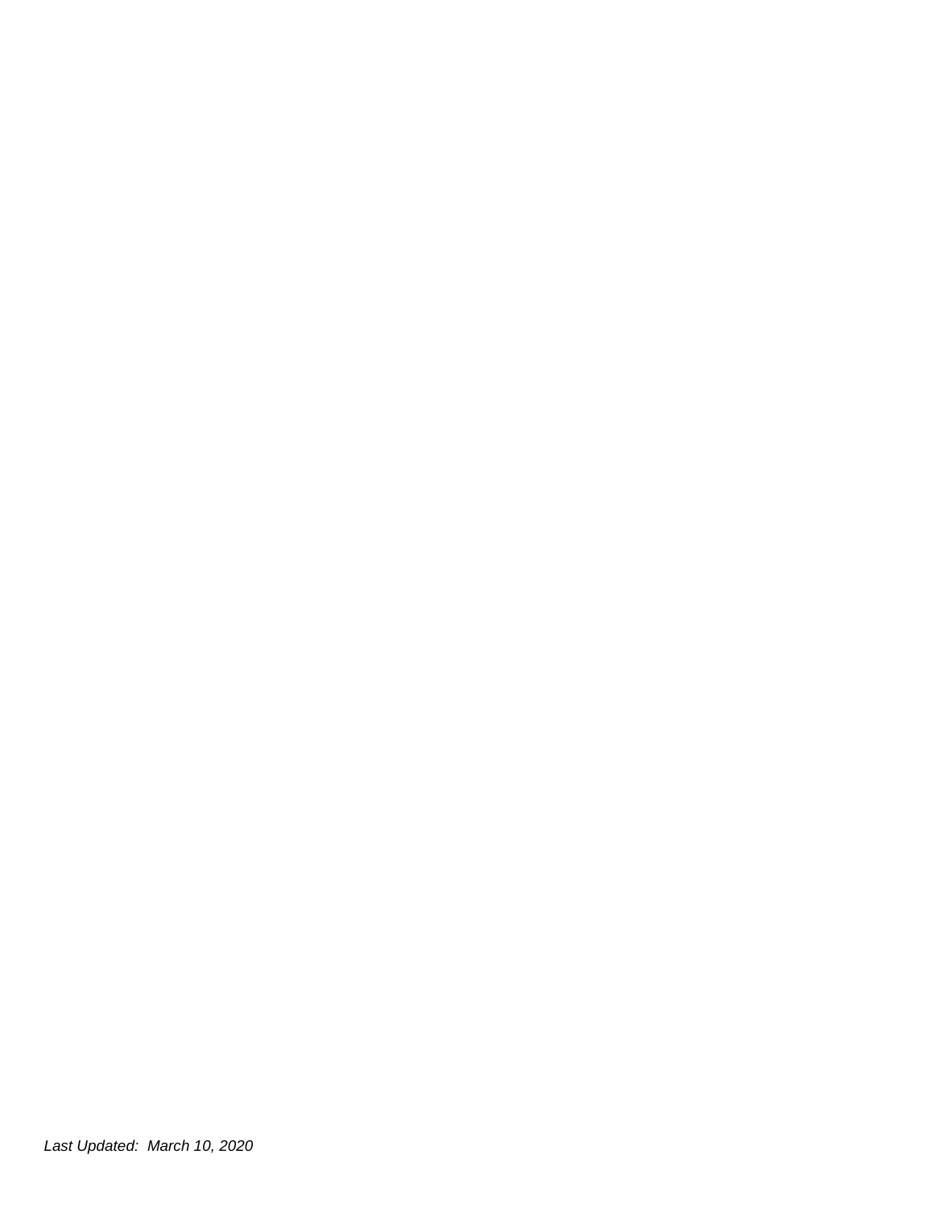*Last Updated: March 10, 2020*